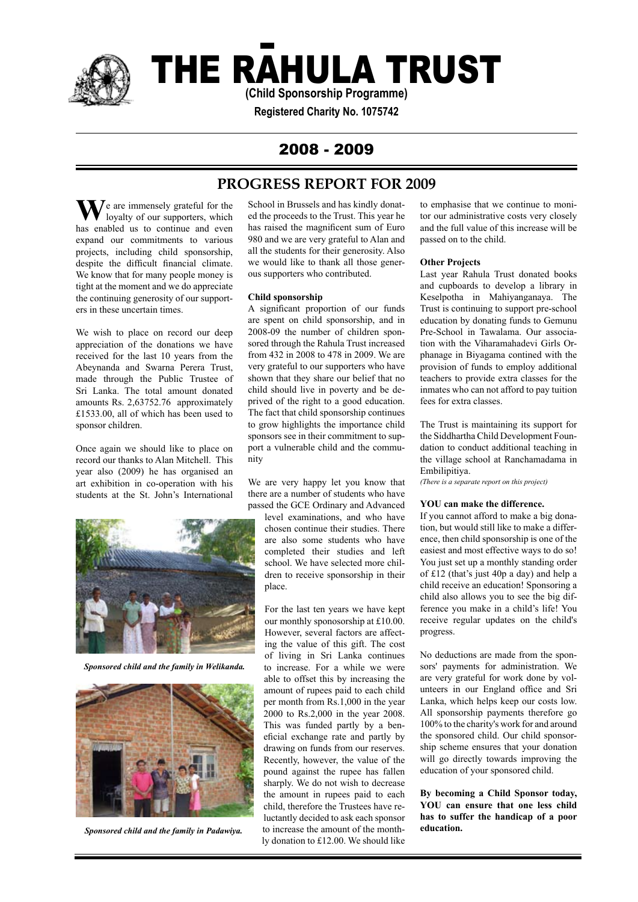# THE RĀHULA TRUST

**(Child Sponsorship Programme)**

**Registered Charity No. 1075742**

## 2008 - 2009

## PROGRESS REPORT FOR 2009

We are immensely grateful for the loyalty of our supporters, which has enabled us to continue and even expand our commitments to various projects, including child sponsorship, despite the difficult financial climate. We know that for many people money is tight at the moment and we do appreciate the continuing generosity of our supporters in these uncertain times.

We wish to place on record our deep appreciation of the donations we have received for the last 10 years from the Abeynanda and Swarna Perera Trust, made through the Public Trustee of Sri Lanka. The total amount donated amounts Rs. 2,63752.76 approximately £1533.00, all of which has been used to sponsor children.

Once again we should like to place on record our thanks to Alan Mitchell. This year also (2009) he has organised an art exhibition in co-operation with his students at the St. John's International School in Brussels and has kindly donated the proceeds to the Trust. This year he has raised the magnificent sum of Euro 980 and we are very grateful to Alan and all the students for their generosity. Also we would like to thank all those generous supporters who contributed.

*Sponsored child and the family in Welikanda.*

*Sponsored child and the family in Padawiya.*

**Child sponsorship**

A significant proportion of our funds are spent on child sponsorship, and in 2008-09 the number of children sponsored through the Rahula Trust increased from 432 in 2008 to 478 in 2009. We are very grateful to our supporters who have shown that they share our belief that no child should live in poverty and be deprived of the right to a good education. The fact that child sponsorship continues to grow highlights the importance child sponsors see in their commitment to support a vulnerable child and the community

We are very happy let you know that there are a number of students who have passed the GCE Ordinary and Advanced level examinations, and who have chosen continue their studies. There are also some students who have completed their studies and left school. We have selected more children to receive sponsorship in their place.

For the last ten years we have kept our monthly sponosorship at £10.00. However, several factors are affecting the value of this gift. The cost of living in Sri Lanka continues to increase. For a while we were able to offset this by increasing the amount of rupees paid to each child per month from Rs.1,000 in the year 2000 to Rs.2,000 in the year 2008. This was funded partly by a beneficial exchange rate and partly by drawing on funds from our reserves. Recently, however, the value of the pound against the rupee has fallen sharply. We do not wish to decrease the amount in rupees paid to each child, therefore the Trustees have reluctantly decided to ask each sponsor to increase the amount of the monthly donation to £12.00. We should like to emphasise that we continue to monitor our administrative costs very closely and the full value of this increase will be passed on to the child.

**Other Projects**

Last year Rahula Trust donated books and cupboards to develop a library in Keselpotha in Mahiyanganaya. The Trust is continuing to support pre-school education by donating funds to Gemunu Pre-School in Tawalama. Our association with the Viharamahadevi Girls Orphanage in Biyagama contined with the provision of funds to employ additional teachers to provide extra classes for the inmates who can not afford to pay tuition fees for extra classes.

The Trust is maintaining its support for the Siddhartha Child Development Foundation to conduct additional teaching in the village school at Ranchamadama in Embilipitiya.

*(There is a separate report on this project)*

**YOU can make the difference.**

If you cannot afford to make a big donation, but would still like to make a difference, then child sponsorship is one of the easiest and most effective ways to do so! You just set up a monthly standing order of £12 (that's just 40p a day) and help a child receive an education! Sponsoring a child also allows you to see the big difference you make in a child's life! You receive regular updates on the child's progress.

No deductions are made from the sponsors' payments for administration. We are very grateful for work done by volunteers in our England office and Sri Lanka, which helps keep our costs low. All sponsorship payments therefore go 100% to the charity's work for and around the sponsored child. Our child sponsorship scheme ensures that your donation will go directly towards improving the education of your sponsored child.

**By becoming a Child Sponsor today, YOU can ensure that one less child has to suffer the handicap of a poor education.**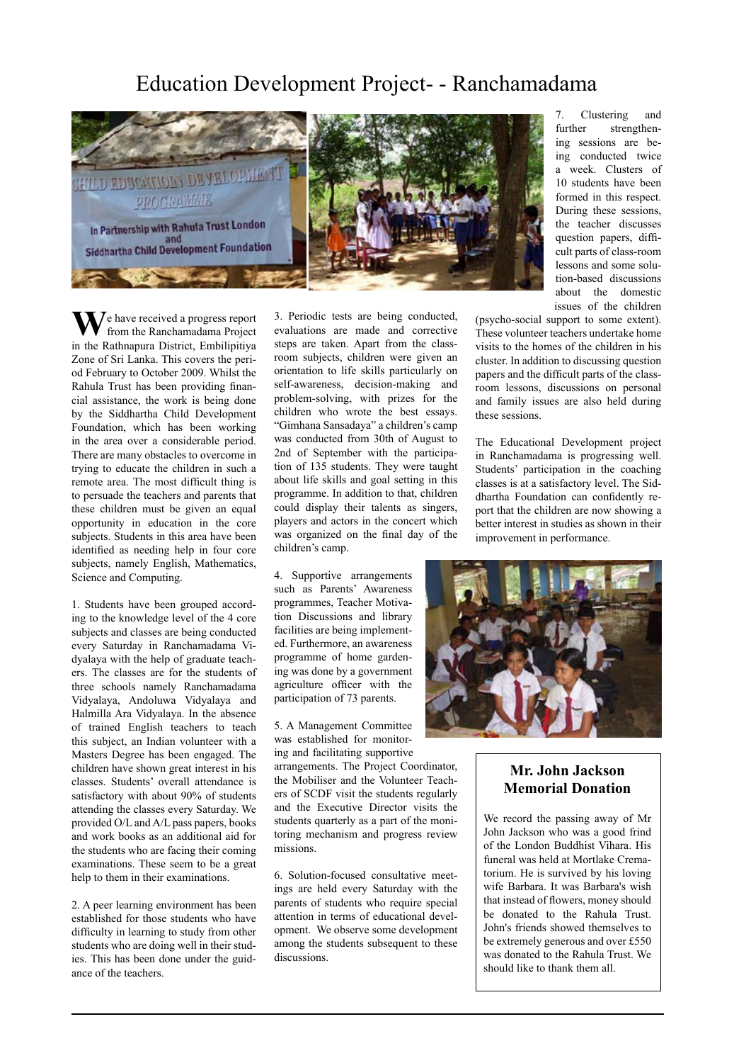# Education Development Project- - Ranchamadama

We have received a progress report from the Ranchamadama Project in the Rathnapura District, Embilipitiya Zone of Sri Lanka. This covers the period February to October 2009. Whilst the Rahula Trust has been providing financial assistance, the work is being done by the Siddhartha Child Development Foundation, which has been working in the area over a considerable period. There are many obstacles to overcome in trying to educate the children in such a remote area. The most difficult thing is to persuade the teachers and parents that these children must be given an equal opportunity in education in the core subjects. Students in this area have been identified as needing help in four core subjects, namely English, Mathematics, Science and Computing.

1. Students have been grouped according to the knowledge level of the 4 core subjects and classes are being conducted every Saturday in Ranchamadama Vidyalaya with the help of graduate teachers. The classes are for the students of three schools namely Ranchamadama Vidyalaya, Andoluwa Vidyalaya and Halmilla Ara Vidyalaya. In the absence of trained English teachers to teach this subject, an Indian volunteer with a Masters Degree has been engaged. The children have shown great interest in his classes. Students' overall attendance is satisfactory with about 90% of students attending the classes every Saturday. We provided O/L and A/L pass papers, books and work books as an additional aid for the students who are facing their coming examinations. These seem to be a great help to them in their examinations.

2. A peer learning environment has been established for those students who have difficulty in learning to study from other students who are doing well in their studies. This has been done under the guidance of the teachers.

3. Periodic tests are being conducted, evaluations are made and corrective steps are taken. Apart from the classroom subjects, children were given an orientation to life skills particularly on self-awareness, decision-making and problem-solving, with prizes for the children who wrote the best essays. "Gimhana Sansadaya" a children's camp was conducted from 30th of August to 2nd of September with the participation of 135 students. They were taught about life skills and goal setting in this programme. In addition to that, children could display their talents as singers, players and actors in the concert which was organized on the final day of the children's camp.

4. Supportive arrangements such as Parents' Awareness programmes, Teacher Motivation Discussions and library facilities are being implemented. Furthermore, an awareness programme of home gardening was done by a government agriculture officer with the participation of 73 parents.

5. A Management Committee was established for monitoring and facilitating supportive arrangements. The Project Coordinator, the Mobiliser and the Volunteer Teachers of SCDF visit the students regularly and the Executive Director visits the students quarterly as a part of the monitoring mechanism and progress review missions.

6. Solution-focused consultative meetings are held every Saturday with the parents of students who require special attention in terms of educational development. We observe some development among the students subsequent to these discussions.

7. Clustering and further strengthening sessions are being conducted twice a week. Clusters of 10 students have been formed in this respect. During these sessions, the teacher discusses question papers, difficult parts of class-room lessons and some solution-based discussions about the domestic issues of the children (psycho-social support to some extent). These volunteer teachers undertake home visits to the homes of the children in his cluster. In addition to discussing question papers and the difficult parts of the classroom lessons, discussions on personal and family issues are also held during these sessions.

The Educational Development project in Ranchamadama is progressing well. Students' participation in the coaching classes is at a satisfactory level. The Siddhartha Foundation can confidently report that the children are now showing a better interest in studies as shown in their improvement in performance.

## Mr. John Jackson Memorial Donation

We record the passing away of Mr John Jackson who was a good frind of the London Buddhist Vihara. His funeral was held at Mortlake Crematorium. He is survived by his loving wife Barbara. It was Barbara's wish that instead of flowers, money should be donated to the Rahula Trust. John's friends showed themselves to be extremely generous and over £550 was donated to the Rahula Trust. We should like to thank them all.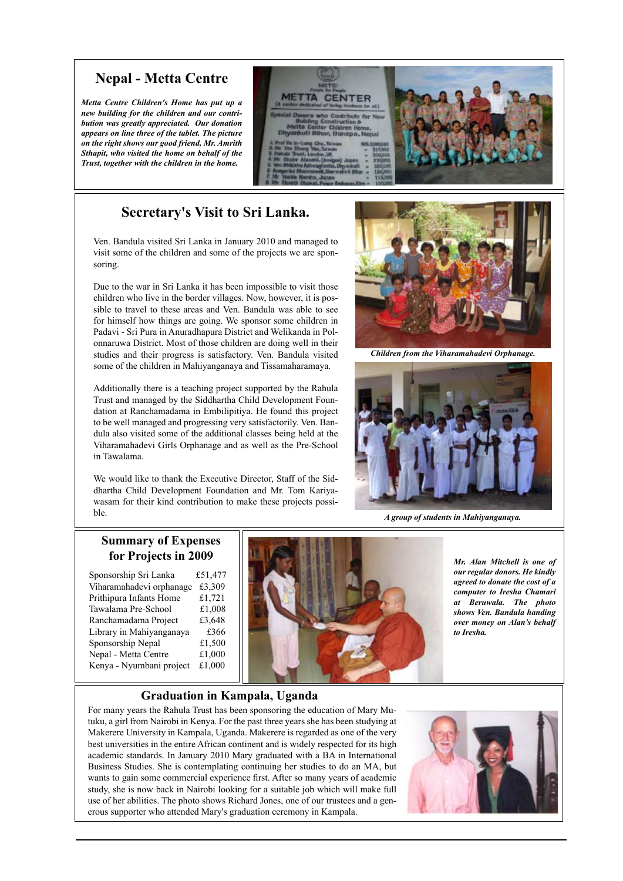## Nepal - Metta Centre

***Metta Centre Children's Home has put up a new building for the children and our contribution was greatly appreciated. Our donation appears on line three of the tablet. The picture on the right shows our good friend, Mr. Amrith Sthapit, who visited the home on behalf of the Trust, together with the children in the home.***

## Secretary's Visit to Sri Lanka.

Ven. Bandula visited Sri Lanka in January 2010 and managed to visit some of the children and some of the projects we are sponsoring.

Due to the war in Sri Lanka it has been impossible to visit those children who live in the border villages. Now, however, it is possible to travel to these areas and Ven. Bandula was able to see for himself how things are going. We sponsor some children in Padavi - Sri Pura in Anuradhapura District and Welikanda in Polonnaruwa District. Most of those children are doing well in their studies and their progress is satisfactory. Ven. Bandula visited some of the children in Mahiyanganaya and Tissamaharamaya.

Additionally there is a teaching project supported by the Rahula Trust and managed by the Siddhartha Child Development Foundation at Ranchamadama in Embilipitiya. He found this project to be well managed and progressing very satisfactorily. Ven. Bandula also visited some of the additional classes being held at the Viharamahadevi Girls Orphanage and as well as the Pre-School in Tawalama.

We would like to thank the Executive Director, Staff of the Siddhartha Child Development Foundation and Mr. Tom Kariyawasam for their kind contribution to make these projects possible.

***Children from the Viharamahadevi Orphanage.***

***A group of students in Mahiyanganaya.***

## Summary of Expenses for Projects in 2009

| Project | Amount |
|---|---|
| Sponsorship Sri Lanka | £51,477 |
| Viharamahadevi orphanage | £3,309 |
| Prithipura Infants Home | £1,721 |
| Tawalama Pre-School | £1,008 |
| Ranchamadama Project | £3,648 |
| Library in Mahiyanganaya | £366 |
| Sponsorship Nepal | £1,500 |
| Nepal - Metta Centre | £1,000 |
| Kenya - Nyumbani project | £1,000 |

***Mr. Alan Mitchell is one of our regular donors. He kindly agreed to donate the cost of a computer to Iresha Chamari at Beruwala. The photo shows Ven. Bandula handing over money on Alan's behalf to Iresha.***

## Graduation in Kampala, Uganda

For many years the Rahula Trust has been sponsoring the education of Mary Mutuku, a girl from Nairobi in Kenya. For the past three years she has been studying at Makerere University in Kampala, Uganda. Makerere is regarded as one of the very best universities in the entire African continent and is widely respected for its high academic standards. In January 2010 Mary graduated with a BA in International Business Studies. She is contemplating continuing her studies to do an MA, but wants to gain some commercial experience first. After so many years of academic study, she is now back in Nairobi looking for a suitable job which will make full use of her abilities. The photo shows Richard Jones, one of our trustees and a generous supporter who attended Mary's graduation ceremony in Kampala.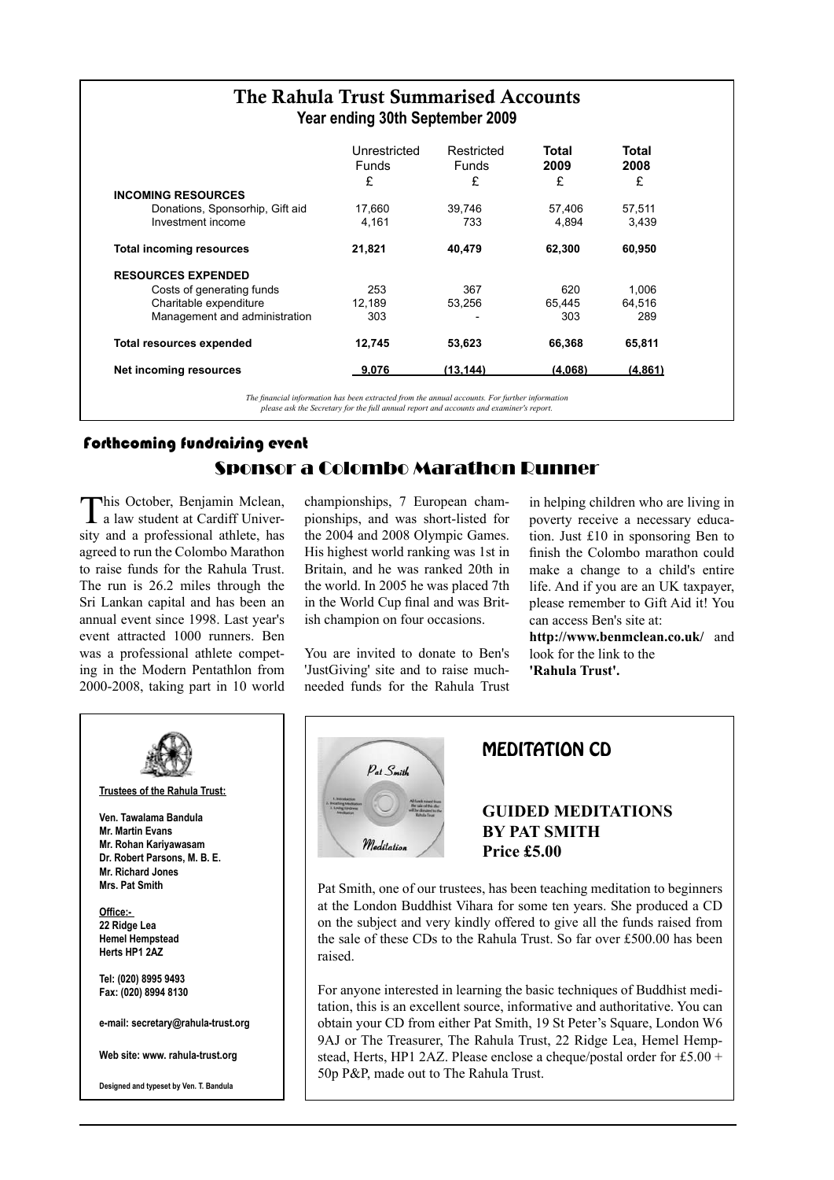## The Rahula Trust Summarised Accounts

**Year ending 30th September 2009**

| | Unrestricted Funds £ | Restricted Funds £ | **Total 2009 £** | **Total 2008 £** |
|---|---|---|---|---|
| **INCOMING RESOURCES** | | | | |
| Donations, Sponsorhip, Gift aid | 17,660 | 39,746 | 57,406 | 57,511 |
| Investment income | 4,161 | 733 | 4,894 | 3,439 |
| **Total incoming resources** | **21,821** | **40,479** | **62,300** | **60,950** |
| **RESOURCES EXPENDED** | | | | |
| Costs of generating funds | 253 | 367 | 620 | 1,006 |
| Charitable expenditure | 12,189 | 53,256 | 65,445 | 64,516 |
| Management and administration | 303 | - | 303 | 289 |
| **Total resources expended** | **12,745** | **53,623** | **66,368** | **65,811** |
| **Net incoming resources** | **9,076** | **(13,144)** | **(4,068)** | **(4,861)** |

*The financial information has been extracted from the annual accounts. For further information please ask the Secretary for the full annual report and accounts and examiner's report.*

### Forthcoming fundraising event

## Sponsor a Colombo Marathon Runner

This October, Benjamin Mclean, a law student at Cardiff University and a professional athlete, has agreed to run the Colombo Marathon to raise funds for the Rahula Trust. The run is 26.2 miles through the Sri Lankan capital and has been an annual event since 1998. Last year's event attracted 1000 runners. Ben was a professional athlete competing in the Modern Pentathlon from 2000-2008, taking part in 10 world championships, 7 European championships, and was short-listed for the 2004 and 2008 Olympic Games. His highest world ranking was 1st in Britain, and he was ranked 20th in the world. In 2005 he was placed 7th in the World Cup final and was British champion on four occasions.

You are invited to donate to Ben's 'JustGiving' site and to raise much-needed funds for the Rahula Trust in helping children who are living in poverty receive a necessary education. Just £10 in sponsoring Ben to finish the Colombo marathon could make a change to a child's entire life. And if you are an UK taxpayer, please remember to Gift Aid it! You can access Ben's site at: **http://www.benmclean.co.uk/** and look for the link to the **'Rahula Trust'.**

**Trustees of the Rahula Trust:**

**Ven. Tawalama Bandula**
**Mr. Martin Evans**
**Mr. Rohan Kariyawasam**
**Dr. Robert Parsons, M. B. E.**
**Mr. Richard Jones**
**Mrs. Pat Smith**

**Office:-**
**22 Ridge Lea**
**Hemel Hempstead**
**Herts HP1 2AZ**

**Tel: (020) 8995 9493**
**Fax: (020) 8994 8130**

**e-mail: secretary@rahula-trust.org**

**Web site: www. rahula-trust.org**

**Designed and typeset by Ven. T. Bandula**

## MEDITATION CD

**GUIDED MEDITATIONS BY PAT SMITH**
**Price £5.00**

Pat Smith, one of our trustees, has been teaching meditation to beginners at the London Buddhist Vihara for some ten years. She produced a CD on the subject and very kindly offered to give all the funds raised from the sale of these CDs to the Rahula Trust. So far over £500.00 has been raised.

For anyone interested in learning the basic techniques of Buddhist meditation, this is an excellent source, informative and authoritative. You can obtain your CD from either Pat Smith, 19 St Peter's Square, London W6 9AJ or The Treasurer, The Rahula Trust, 22 Ridge Lea, Hemel Hempstead, Herts, HP1 2AZ. Please enclose a cheque/postal order for £5.00 + 50p P&P, made out to The Rahula Trust.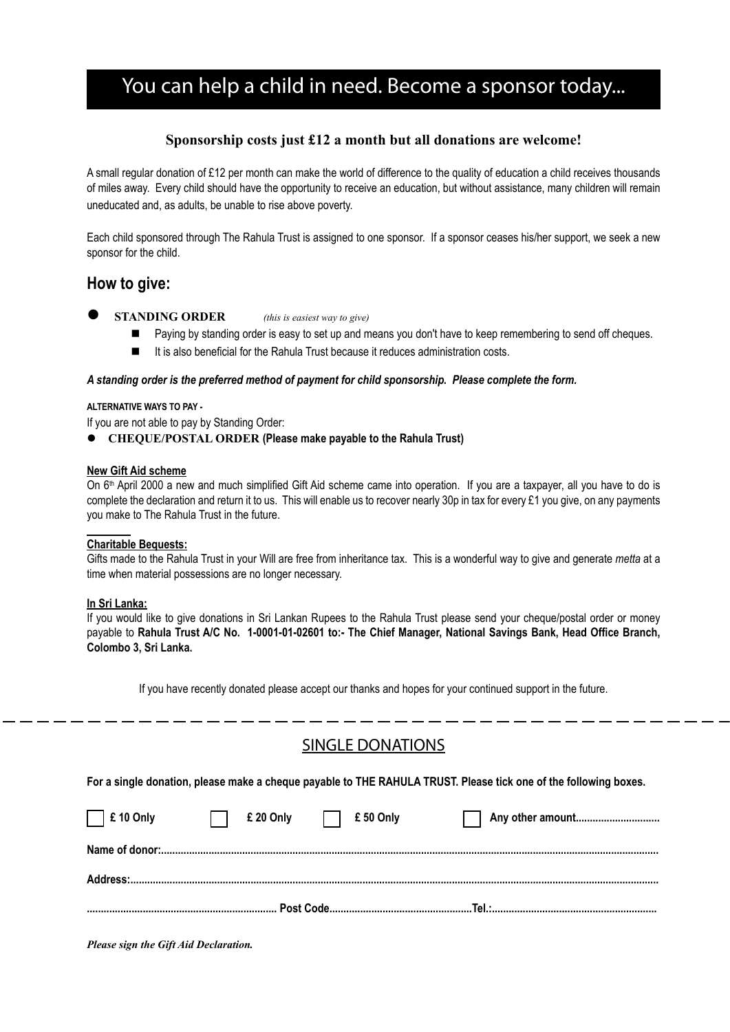# You can help a child in need. Become a sponsor today...

**Sponsorship costs just £12 a month but all donations are welcome!**

A small regular donation of £12 per month can make the world of difference to the quality of education a child receives thousands of miles away. Every child should have the opportunity to receive an education, but without assistance, many children will remain uneducated and, as adults, be unable to rise above poverty.

Each child sponsored through The Rahula Trust is assigned to one sponsor. If a sponsor ceases his/her support, we seek a new sponsor for the child.

## How to give:

- **STANDING ORDER** *(this is easiest way to give)*
  - Paying by standing order is easy to set up and means you don't have to keep remembering to send off cheques.
  - It is also beneficial for the Rahula Trust because it reduces administration costs.

***A standing order is the preferred method of payment for child sponsorship. Please complete the form.***

**ALTERNATIVE WAYS TO PAY -**

If you are not able to pay by Standing Order:

- **CHEQUE/POSTAL ORDER (Please make payable to the Rahula Trust)**

**New Gift Aid scheme**

On 6th April 2000 a new and much simplified Gift Aid scheme came into operation. If you are a taxpayer, all you have to do is complete the declaration and return it to us. This will enable us to recover nearly 30p in tax for every £1 you give, on any payments you make to The Rahula Trust in the future.

**Charitable Bequests:**

Gifts made to the Rahula Trust in your Will are free from inheritance tax. This is a wonderful way to give and generate *metta* at a time when material possessions are no longer necessary.

**In Sri Lanka:**

If you would like to give donations in Sri Lankan Rupees to the Rahula Trust please send your cheque/postal order or money payable to **Rahula Trust A/C No. 1-0001-01-02601 to:- The Chief Manager, National Savings Bank, Head Office Branch, Colombo 3, Sri Lanka.**

If you have recently donated please accept our thanks and hopes for your continued support in the future.

---

## SINGLE DONATIONS

**For a single donation, please make a cheque payable to THE RAHULA TRUST. Please tick one of the following boxes.**

☐ **£ 10 Only** ☐ **£ 20 Only** ☐ **£ 50 Only** ☐ **Any other amount..............................**

**Name of donor:.........................................................................................................................................................**

**Address:.....................................................................................................................................................................**

**.................................................................... Post Code....................................................Tel.:..........................................................**

***Please sign the Gift Aid Declaration.***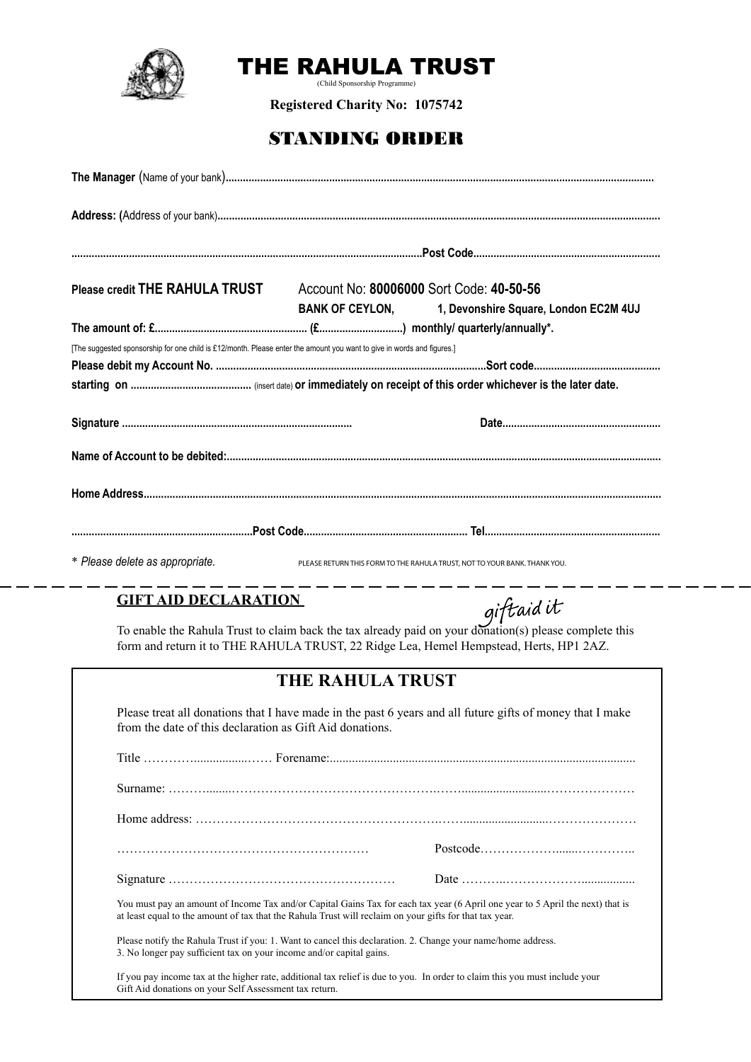# THE RAHULA TRUST

(Child Sponsorship Programme)

**Registered Charity No: 1075742**

## STANDING ORDER

**The Manager** (Name of your bank)................................................................................................................................................

**Address: (**Address of your bank)...................................................................................................................................................

.........................................................................................................................**Post Code**................................................................

**Please credit THE RAHULA TRUST** Account No: **80006000** Sort Code: **40-50-56**

**BANK OF CEYLON, 1, Devonshire Square, London EC2M 4UJ**

**The amount of: £**.................................................... **(£**............................**)** **monthly/ quarterly/annually*.**

[The suggested sponsorship for one child is £12/month. Please enter the amount you want to give in words and figures.]

**Please debit my Account No.** ............................................................................................**Sort code**...........................................

**starting on** .......................................... (insert date) **or immediately on receipt of this order whichever is the later date.**

**Signature** ............................................................................... **Date**......................................................

**Name of Account to be debited:**..................................................................................................................................................

**Home Address**..............................................................................................................................................................................

..............................................................**Post Code**......................................................... **Tel**...........................................................

*\* Please delete as appropriate.* PLEASE RETURN THIS FORM TO THE RAHULA TRUST, NOT TO YOUR BANK. THANK YOU.

---

## GIFT AID DECLARATION

giftaid it

To enable the Rahula Trust to claim back the tax already paid on your donation(s) please complete this form and return it to THE RAHULA TRUST, 22 Ridge Lea, Hemel Hempstead, Herts, HP1 2AZ.

### THE RAHULA TRUST

Please treat all donations that I have made in the past 6 years and all future gifts of money that I make from the date of this declaration as Gift Aid donations.

Title …………..................…… Forename:................................................................................................

Surname: ………........…………………………………………….……..........................…………………

Home address: ……………………………………………………..……..........................…………………

……………………………………………………… Postcode……………….......…………..

Signature ……………………………………………… Date ………..……………….................

You must pay an amount of Income Tax and/or Capital Gains Tax for each tax year (6 April one year to 5 April the next) that is at least equal to the amount of tax that the Rahula Trust will reclaim on your gifts for that tax year.

Please notify the Rahula Trust if you: 1. Want to cancel this declaration. 2. Change your name/home address. 3. No longer pay sufficient tax on your income and/or capital gains.

If you pay income tax at the higher rate, additional tax relief is due to you. In order to claim this you must include your Gift Aid donations on your Self Assessment tax return.